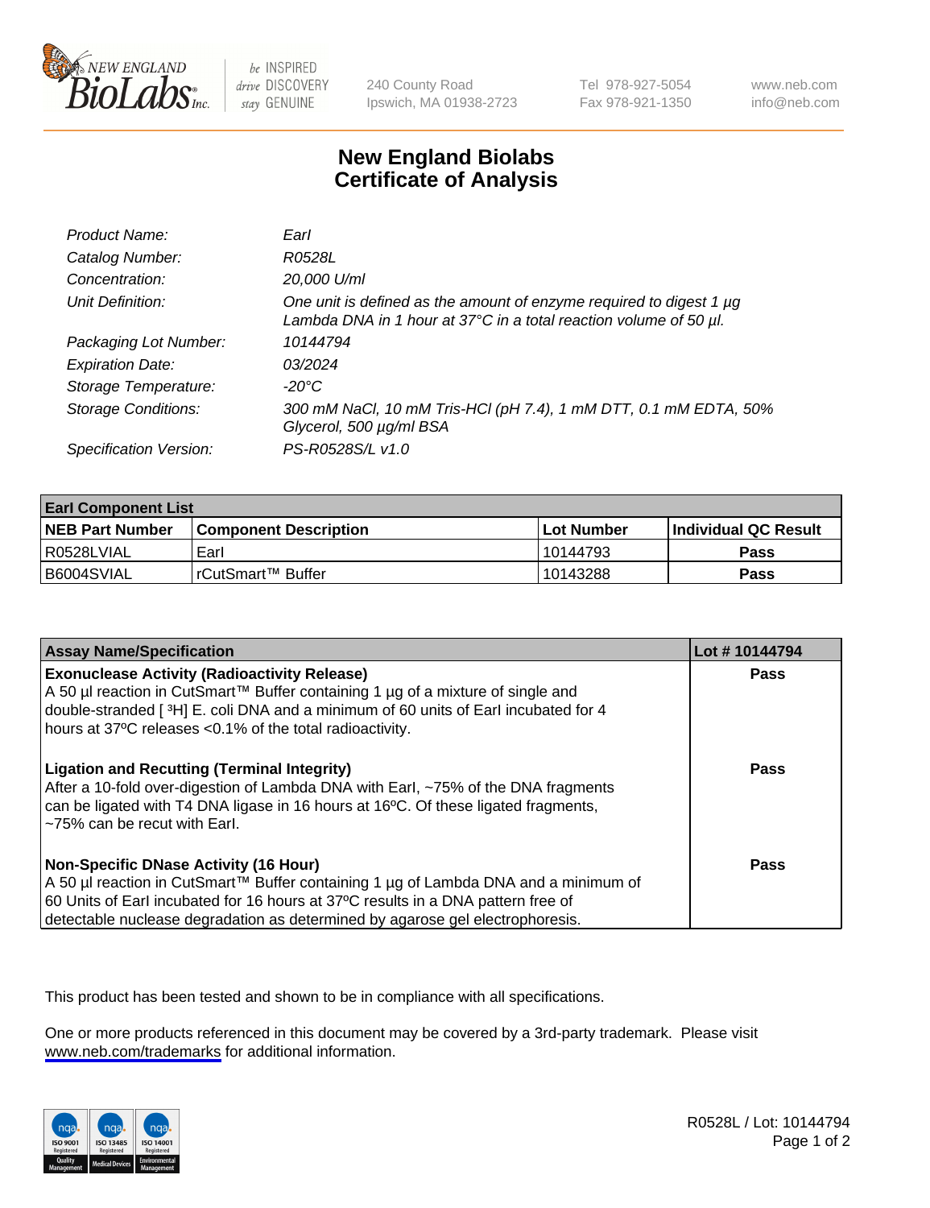# New England Biolabs Certificate of Analysis

| | |
|---|---|
| *Product Name:* | *EarI* |
| *Catalog Number:* | *R0528L* |
| *Concentration:* | *20,000 U/ml* |
| *Unit Definition:* | *One unit is defined as the amount of enzyme required to digest 1 µg Lambda DNA in 1 hour at 37°C in a total reaction volume of 50 µl.* |
| *Packaging Lot Number:* | *10144794* |
| *Expiration Date:* | *03/2024* |
| *Storage Temperature:* | *-20°C* |
| *Storage Conditions:* | *300 mM NaCl, 10 mM Tris-HCl (pH 7.4), 1 mM DTT, 0.1 mM EDTA, 50% Glycerol, 500 µg/ml BSA* |
| *Specification Version:* | *PS-R0528S/L v1.0* |

| **EarI Component List** | | | |
|---|---|---|---|
| **NEB Part Number** | **Component Description** | **Lot Number** | **Individual QC Result** |
| R0528LVIAL | EarI | 10144793 | **Pass** |
| B6004SVIAL | rCutSmart™ Buffer | 10143288 | **Pass** |

| **Assay Name/Specification** | **Lot # 10144794** |
|---|---|
| **Exonuclease Activity (Radioactivity Release)** A 50 µl reaction in CutSmart™ Buffer containing 1 µg of a mixture of single and double-stranded [ $^{3}$H] E. coli DNA and a minimum of 60 units of EarI incubated for 4 hours at 37ºC releases <0.1% of the total radioactivity. | **Pass** |
| **Ligation and Recutting (Terminal Integrity)** After a 10-fold over-digestion of Lambda DNA with EarI, ~75% of the DNA fragments can be ligated with T4 DNA ligase in 16 hours at 16ºC. Of these ligated fragments, ~75% can be recut with EarI. | **Pass** |
| **Non-Specific DNase Activity (16 Hour)** A 50 µl reaction in CutSmart™ Buffer containing 1 µg of Lambda DNA and a minimum of 60 Units of EarI incubated for 16 hours at 37ºC results in a DNA pattern free of detectable nuclease degradation as determined by agarose gel electrophoresis. | **Pass** |

This product has been tested and shown to be in compliance with all specifications.

One or more products referenced in this document may be covered by a 3rd-party trademark. Please visit www.neb.com/trademarks for additional information.

R0528L / Lot: 10144794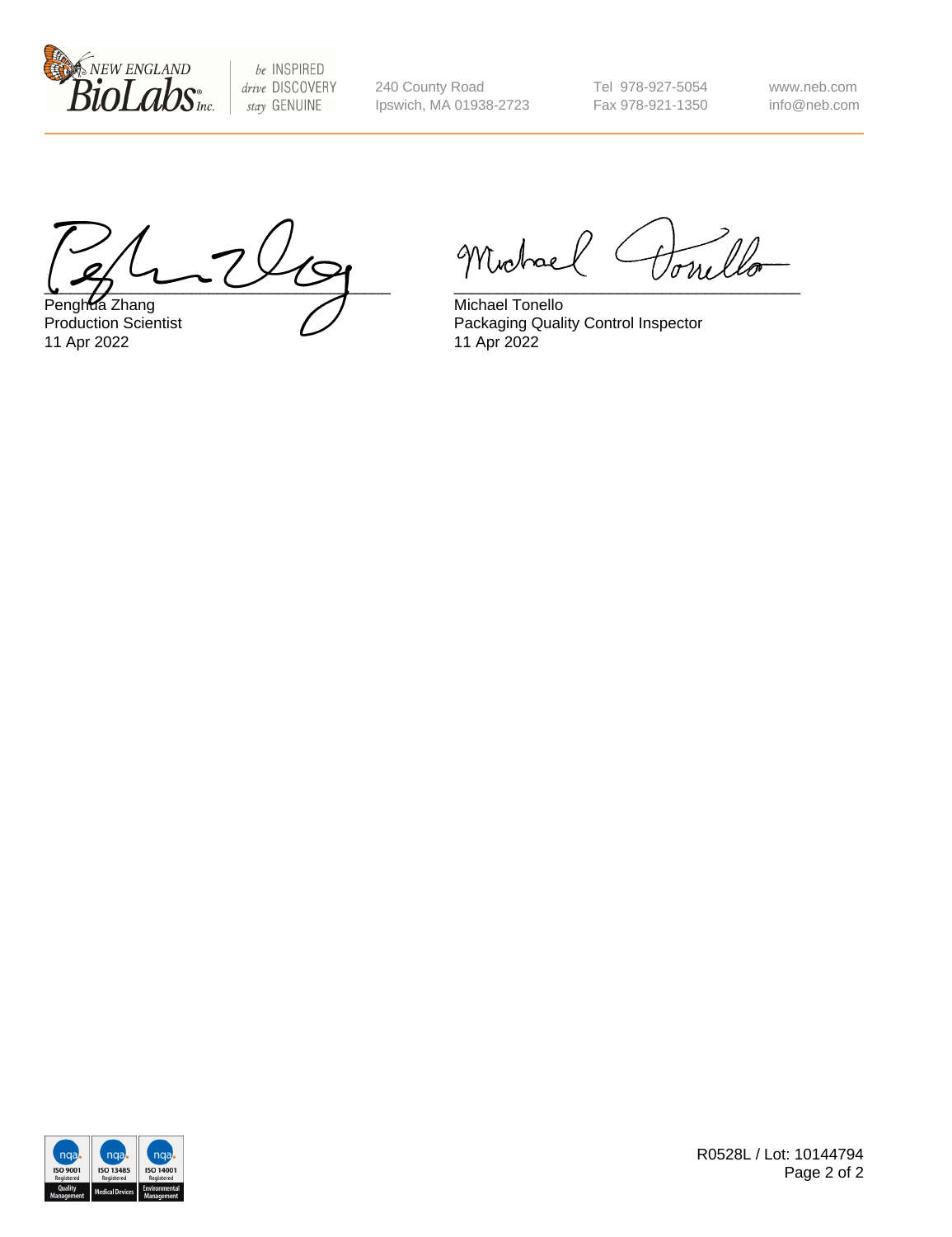be INSPIRED
drive DISCOVERY
stay GENUINE

240 County Road
Ipswich, MA 01938-2723

Tel 978-927-5054
Fax 978-921-1350

www.neb.com
info@neb.com

Penghua Zhang
Production Scientist
11 Apr 2022

Michael Tonello
Packaging Quality Control Inspector
11 Apr 2022

R0528L / Lot: 10144794